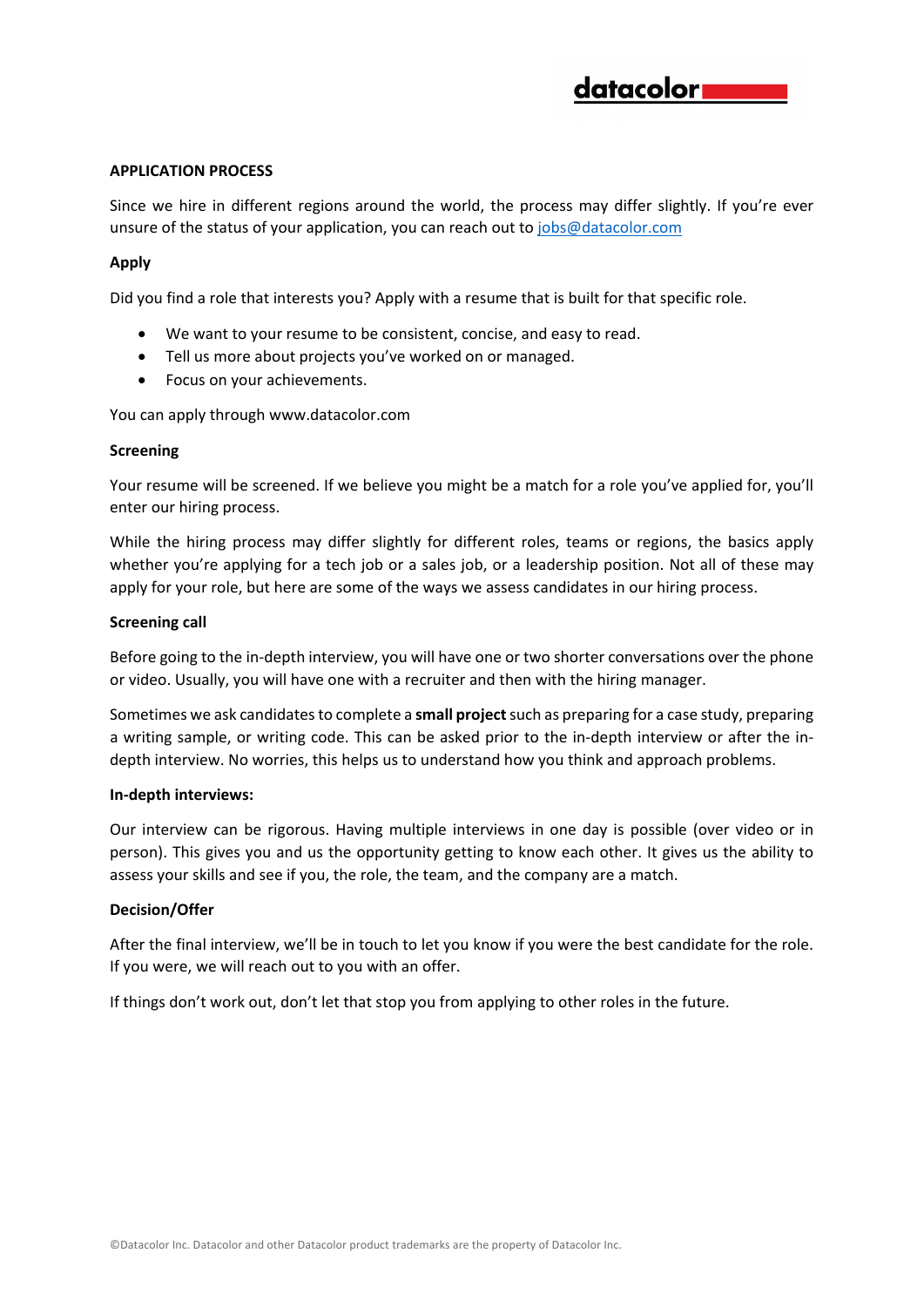## APPLICATION PROCESS

Since we hire in different regions around the world, the process may differ slightly. If you're ever unsure of the status of your application, you can reach out to jobs@datacolor.com

### Apply

Did you find a role that interests you? Apply with a resume that is built for that specific role.

- We want to your resume to be consistent, concise, and easy to read.
- Tell us more about projects you've worked on or managed.
- Focus on your achievements.

You can apply through www.datacolor.com

### Screening

Your resume will be screened. If we believe you might be a match for a role you've applied for, you'll enter our hiring process.

While the hiring process may differ slightly for different roles, teams or regions, the basics apply whether you're applying for a tech job or a sales job, or a leadership position. Not all of these may apply for your role, but here are some of the ways we assess candidates in our hiring process.

### Screening call

Before going to the in-depth interview, you will have one or two shorter conversations over the phone or video. Usually, you will have one with a recruiter and then with the hiring manager.

Sometimes we ask candidates to complete a **small project** such as preparing for a case study, preparing a writing sample, or writing code. This can be asked prior to the in-depth interview or after the in-depth interview. No worries, this helps us to understand how you think and approach problems.

### In-depth interviews:

Our interview can be rigorous. Having multiple interviews in one day is possible (over video or in person). This gives you and us the opportunity getting to know each other. It gives us the ability to assess your skills and see if you, the role, the team, and the company are a match.

### Decision/Offer

After the final interview, we'll be in touch to let you know if you were the best candidate for the role. If you were, we will reach out to you with an offer.

If things don't work out, don't let that stop you from applying to other roles in the future.

©Datacolor Inc. Datacolor and other Datacolor product trademarks are the property of Datacolor Inc.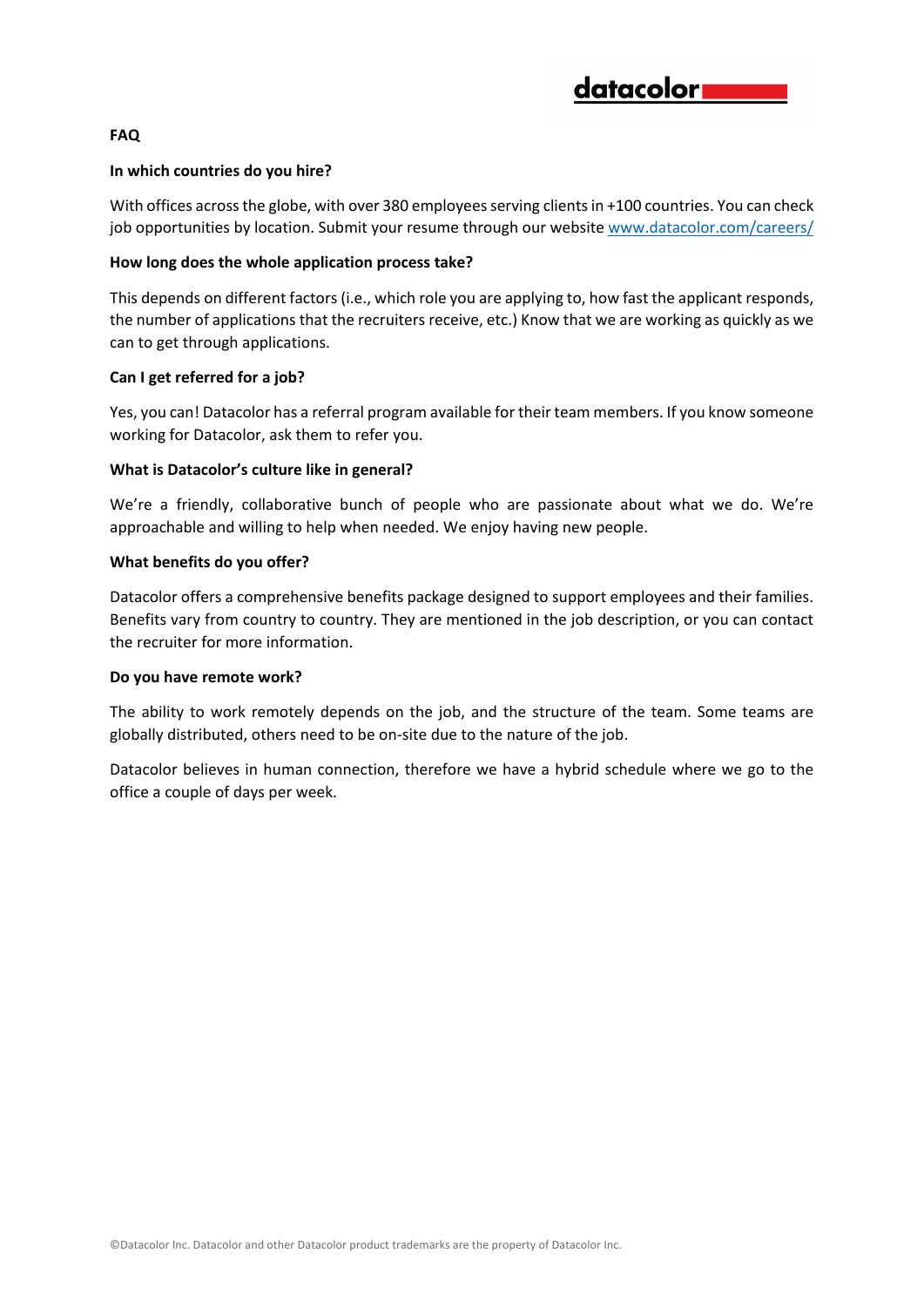## FAQ

**In which countries do you hire?**

With offices across the globe, with over 380 employees serving clients in +100 countries. You can check job opportunities by location. Submit your resume through our website [www.datacolor.com/careers/](http://www.datacolor.com/careers/)

**How long does the whole application process take?**

This depends on different factors (i.e., which role you are applying to, how fast the applicant responds, the number of applications that the recruiters receive, etc.) Know that we are working as quickly as we can to get through applications.

**Can I get referred for a job?**

Yes, you can! Datacolor has a referral program available for their team members. If you know someone working for Datacolor, ask them to refer you.

**What is Datacolor's culture like in general?**

We're a friendly, collaborative bunch of people who are passionate about what we do. We're approachable and willing to help when needed. We enjoy having new people.

**What benefits do you offer?**

Datacolor offers a comprehensive benefits package designed to support employees and their families. Benefits vary from country to country. They are mentioned in the job description, or you can contact the recruiter for more information.

**Do you have remote work?**

The ability to work remotely depends on the job, and the structure of the team. Some teams are globally distributed, others need to be on-site due to the nature of the job.

Datacolor believes in human connection, therefore we have a hybrid schedule where we go to the office a couple of days per week.